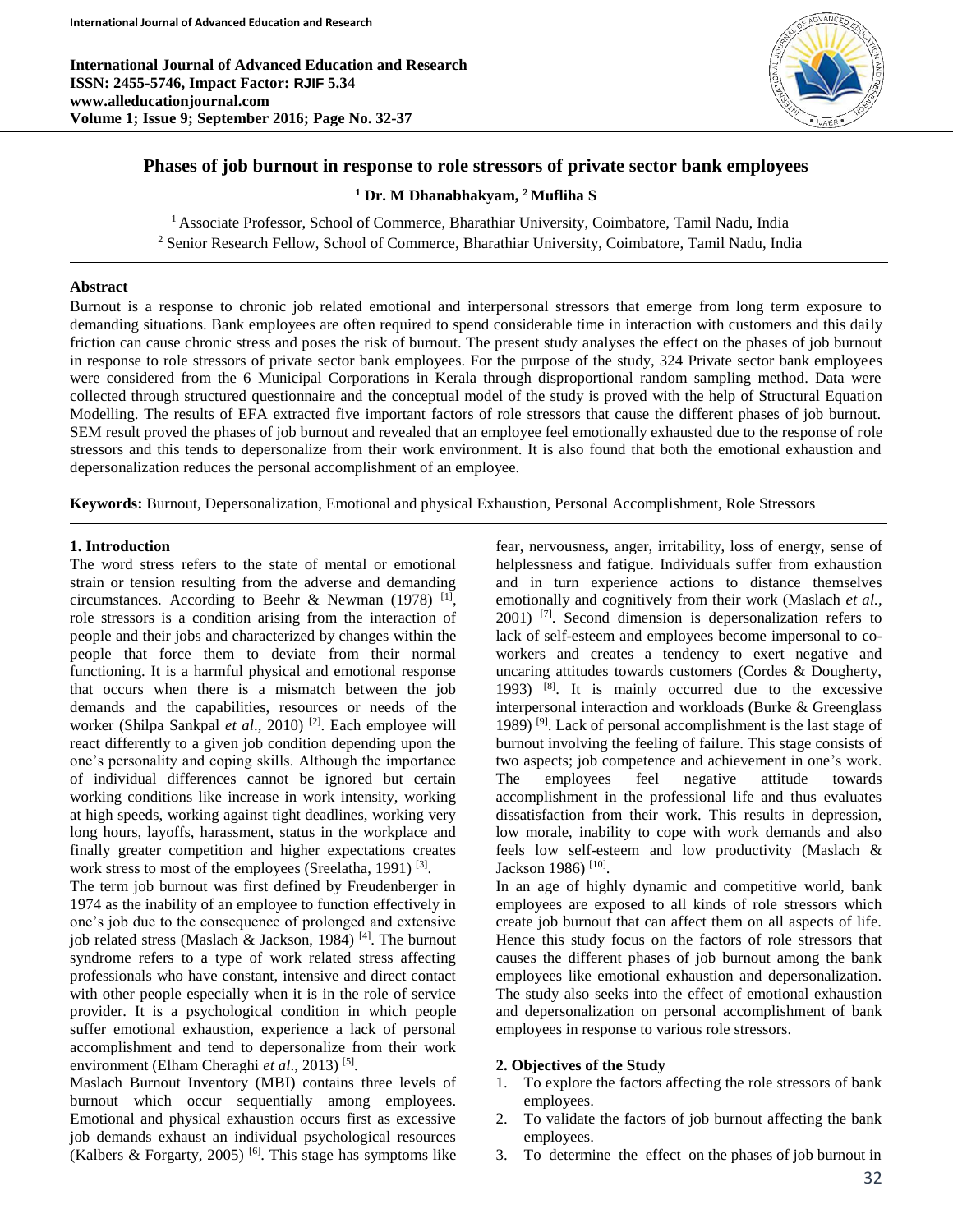# Phases of job burnout in response to role stressors of private sector bank employees

**[1] Dr. M Dhanabhakyam, [2] Mufliha S**

[1] Associate Professor, School of Commerce, Bharathiar University, Coimbatore, Tamil Nadu, India
[2] Senior Research Fellow, School of Commerce, Bharathiar University, Coimbatore, Tamil Nadu, India

## Abstract

Burnout is a response to chronic job related emotional and interpersonal stressors that emerge from long term exposure to demanding situations. Bank employees are often required to spend considerable time in interaction with customers and this daily friction can cause chronic stress and poses the risk of burnout. The present study analyses the effect on the phases of job burnout in response to role stressors of private sector bank employees. For the purpose of the study, 324 Private sector bank employees were considered from the 6 Municipal Corporations in Kerala through disproportional random sampling method. Data were collected through structured questionnaire and the conceptual model of the study is proved with the help of Structural Equation Modelling. The results of EFA extracted five important factors of role stressors that cause the different phases of job burnout. SEM result proved the phases of job burnout and revealed that an employee feel emotionally exhausted due to the response of role stressors and this tends to depersonalize from their work environment. It is also found that both the emotional exhaustion and depersonalization reduces the personal accomplishment of an employee.

**Keywords:** Burnout, Depersonalization, Emotional and physical Exhaustion, Personal Accomplishment, Role Stressors

## 1. Introduction

The word stress refers to the state of mental or emotional strain or tension resulting from the adverse and demanding circumstances. According to Beehr & Newman (1978) [1], role stressors is a condition arising from the interaction of people and their jobs and characterized by changes within the people that force them to deviate from their normal functioning. It is a harmful physical and emotional response that occurs when there is a mismatch between the job demands and the capabilities, resources or needs of the worker (Shilpa Sankpal *et al*., 2010) [2]. Each employee will react differently to a given job condition depending upon the one's personality and coping skills. Although the importance of individual differences cannot be ignored but certain working conditions like increase in work intensity, working at high speeds, working against tight deadlines, working very long hours, layoffs, harassment, status in the workplace and finally greater competition and higher expectations creates work stress to most of the employees (Sreelatha, 1991) [3].

The term job burnout was first defined by Freudenberger in 1974 as the inability of an employee to function effectively in one's job due to the consequence of prolonged and extensive job related stress (Maslach & Jackson, 1984) [4]. The burnout syndrome refers to a type of work related stress affecting professionals who have constant, intensive and direct contact with other people especially when it is in the role of service provider. It is a psychological condition in which people suffer emotional exhaustion, experience a lack of personal accomplishment and tend to depersonalize from their work environment (Elham Cheraghi *et al*., 2013) [5].

Maslach Burnout Inventory (MBI) contains three levels of burnout which occur sequentially among employees. Emotional and physical exhaustion occurs first as excessive job demands exhaust an individual psychological resources (Kalbers & Forgarty, 2005) [6]. This stage has symptoms like fear, nervousness, anger, irritability, loss of energy, sense of helplessness and fatigue. Individuals suffer from exhaustion and in turn experience actions to distance themselves emotionally and cognitively from their work (Maslach *et al.,* 2001) [7]. Second dimension is depersonalization refers to lack of self-esteem and employees become impersonal to co-workers and creates a tendency to exert negative and uncaring attitudes towards customers (Cordes & Dougherty, 1993) [8]. It is mainly occurred due to the excessive interpersonal interaction and workloads (Burke & Greenglass 1989) [9]. Lack of personal accomplishment is the last stage of burnout involving the feeling of failure. This stage consists of two aspects; job competence and achievement in one's work. The employees feel negative attitude towards accomplishment in the professional life and thus evaluates dissatisfaction from their work. This results in depression, low morale, inability to cope with work demands and also feels low self-esteem and low productivity (Maslach & Jackson 1986) [10].

In an age of highly dynamic and competitive world, bank employees are exposed to all kinds of role stressors which create job burnout that can affect them on all aspects of life. Hence this study focus on the factors of role stressors that causes the different phases of job burnout among the bank employees like emotional exhaustion and depersonalization. The study also seeks into the effect of emotional exhaustion and depersonalization on personal accomplishment of bank employees in response to various role stressors.

## 2. Objectives of the Study

1. To explore the factors affecting the role stressors of bank employees.
2. To validate the factors of job burnout affecting the bank employees.
3. To determine the effect on the phases of job burnout in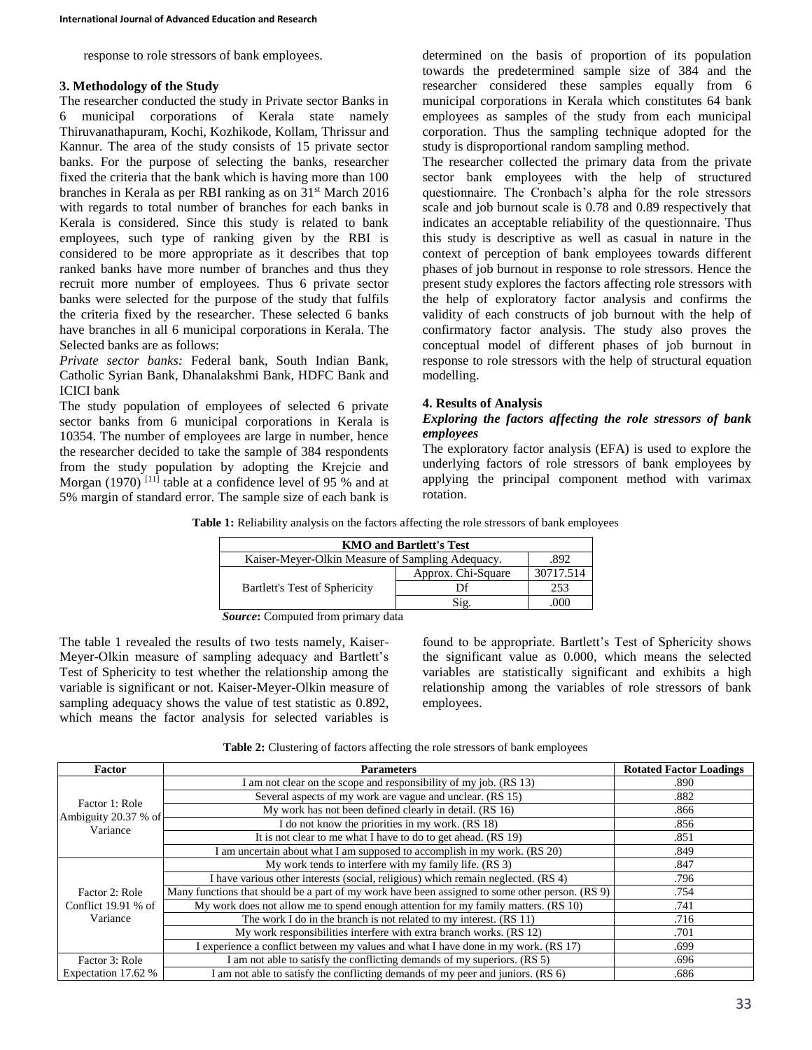response to role stressors of bank employees.

### 3. Methodology of the Study

The researcher conducted the study in Private sector Banks in 6 municipal corporations of Kerala state namely Thiruvanathapuram, Kochi, Kozhikode, Kollam, Thrissur and Kannur. The area of the study consists of 15 private sector banks. For the purpose of selecting the banks, researcher fixed the criteria that the bank which is having more than 100 branches in Kerala as per RBI ranking as on 31st March 2016 with regards to total number of branches for each banks in Kerala is considered. Since this study is related to bank employees, such type of ranking given by the RBI is considered to be more appropriate as it describes that top ranked banks have more number of branches and thus they recruit more number of employees. Thus 6 private sector banks were selected for the purpose of the study that fulfils the criteria fixed by the researcher. These selected 6 banks have branches in all 6 municipal corporations in Kerala. The Selected banks are as follows:

*Private sector banks:* Federal bank, South Indian Bank, Catholic Syrian Bank, Dhanalakshmi Bank, HDFC Bank and ICICI bank

The study population of employees of selected 6 private sector banks from 6 municipal corporations in Kerala is 10354. The number of employees are large in number, hence the researcher decided to take the sample of 384 respondents from the study population by adopting the Krejcie and Morgan (1970) [11] table at a confidence level of 95 % and at 5% margin of standard error. The sample size of each bank is determined on the basis of proportion of its population towards the predetermined sample size of 384 and the researcher considered these samples equally from 6 municipal corporations in Kerala which constitutes 64 bank employees as samples of the study from each municipal corporation. Thus the sampling technique adopted for the study is disproportional random sampling method.

The researcher collected the primary data from the private sector bank employees with the help of structured questionnaire. The Cronbach's alpha for the role stressors scale and job burnout scale is 0.78 and 0.89 respectively that indicates an acceptable reliability of the questionnaire. Thus this study is descriptive as well as casual in nature in the context of perception of bank employees towards different phases of job burnout in response to role stressors. Hence the present study explores the factors affecting role stressors with the help of exploratory factor analysis and confirms the validity of each constructs of job burnout with the help of confirmatory factor analysis. The study also proves the conceptual model of different phases of job burnout in response to role stressors with the help of structural equation modelling.

### 4. Results of Analysis

#### *Exploring the factors affecting the role stressors of bank employees*

The exploratory factor analysis (EFA) is used to explore the underlying factors of role stressors of bank employees by applying the principal component method with varimax rotation.

**Table 1:** Reliability analysis on the factors affecting the role stressors of bank employees

| KMO and Bartlett's Test | | |
|---|---|---|
| Kaiser-Meyer-Olkin Measure of Sampling Adequacy. | | .892 |
| Bartlett's Test of Sphericity | Approx. Chi-Square | 30717.514 |
| | Df | 253 |
| | Sig. | .000 |

***Source*:** Computed from primary data

The table 1 revealed the results of two tests namely, Kaiser-Meyer-Olkin measure of sampling adequacy and Bartlett's Test of Sphericity to test whether the relationship among the variable is significant or not. Kaiser-Meyer-Olkin measure of sampling adequacy shows the value of test statistic as 0.892, which means the factor analysis for selected variables is found to be appropriate. Bartlett's Test of Sphericity shows the significant value as 0.000, which means the selected variables are statistically significant and exhibits a high relationship among the variables of role stressors of bank employees.

**Table 2:** Clustering of factors affecting the role stressors of bank employees

| Factor | Parameters | Rotated Factor Loadings |
|---|---|---|
| Factor 1: Role Ambiguity 20.37 % of Variance | I am not clear on the scope and responsibility of my job. (RS 13) | .890 |
| | Several aspects of my work are vague and unclear. (RS 15) | .882 |
| | My work has not been defined clearly in detail. (RS 16) | .866 |
| | I do not know the priorities in my work. (RS 18) | .856 |
| | It is not clear to me what I have to do to get ahead. (RS 19) | .851 |
| | I am uncertain about what I am supposed to accomplish in my work. (RS 20) | .849 |
| Factor 2: Role Conflict 19.91 % of Variance | My work tends to interfere with my family life. (RS 3) | .847 |
| | I have various other interests (social, religious) which remain neglected. (RS 4) | .796 |
| | Many functions that should be a part of my work have been assigned to some other person. (RS 9) | .754 |
| | My work does not allow me to spend enough attention for my family matters. (RS 10) | .741 |
| | The work I do in the branch is not related to my interest. (RS 11) | .716 |
| | My work responsibilities interfere with extra branch works. (RS 12) | .701 |
| | I experience a conflict between my values and what I have done in my work. (RS 17) | .699 |
| Factor 3: Role Expectation 17.62 % | I am not able to satisfy the conflicting demands of my superiors. (RS 5) | .696 |
| | I am not able to satisfy the conflicting demands of my peer and juniors. (RS 6) | .686 |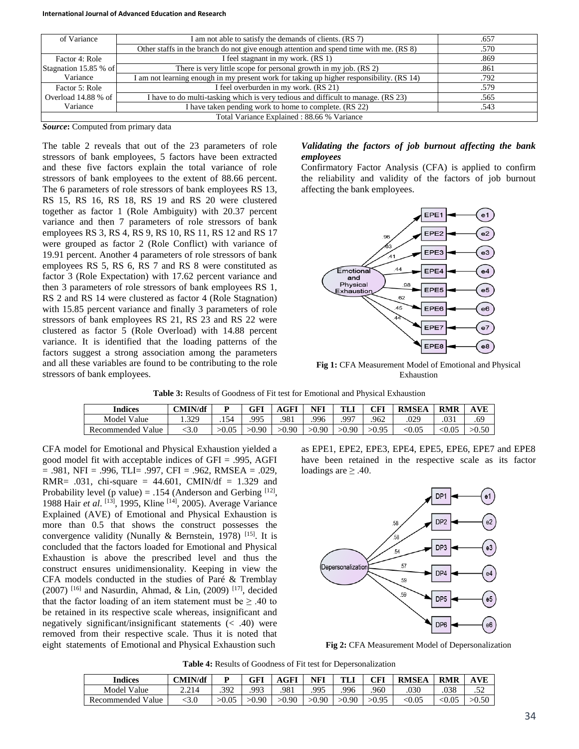| of Variance | I am not able to satisfy the demands of clients. (RS 7) | .657 |
|---|---|---|
| | Other staffs in the branch do not give enough attention and spend time with me. (RS 8) | .570 |
| Factor 4: Role Stagnation 15.85 % of Variance | I feel stagnant in my work. (RS 1) | .869 |
| | There is very little scope for personal growth in my job. (RS 2) | .861 |
| | I am not learning enough in my present work for taking up higher responsibility. (RS 14) | .792 |
| Factor 5: Role Overload 14.88 % of Variance | I feel overburden in my work. (RS 21) | .579 |
| | I have to do multi-tasking which is very tedious and difficult to manage. (RS 23) | .565 |
| | I have taken pending work to home to complete. (RS 22) | .543 |
| Total Variance Explained : 88.66 % Variance | | |

***Source*:** Computed from primary data

The table 2 reveals that out of the 23 parameters of role stressors of bank employees, 5 factors have been extracted and these five factors explain the total variance of role stressors of bank employees to the extent of 88.66 percent. The 6 parameters of role stressors of bank employees RS 13, RS 15, RS 16, RS 18, RS 19 and RS 20 were clustered together as factor 1 (Role Ambiguity) with 20.37 percent variance and then 7 parameters of role stressors of bank employees RS 3, RS 4, RS 9, RS 10, RS 11, RS 12 and RS 17 were grouped as factor 2 (Role Conflict) with variance of 19.91 percent. Another 4 parameters of role stressors of bank employees RS 5, RS 6, RS 7 and RS 8 were constituted as factor 3 (Role Expectation) with 17.62 percent variance and then 3 parameters of role stressors of bank employees RS 1, RS 2 and RS 14 were clustered as factor 4 (Role Stagnation) with 15.85 percent variance and finally 3 parameters of role stressors of bank employees RS 21, RS 23 and RS 22 were clustered as factor 5 (Role Overload) with 14.88 percent variance. It is identified that the loading patterns of the factors suggest a strong association among the parameters and all these variables are found to be contributing to the role stressors of bank employees.

***Validating the factors of job burnout affecting the bank employees***

Confirmatory Factor Analysis (CFA) is applied to confirm the reliability and validity of the factors of job burnout affecting the bank employees.

**Fig 1:** CFA Measurement Model of Emotional and Physical Exhaustion

**Table 3:** Results of Goodness of Fit test for Emotional and Physical Exhaustion

| Indices | CMIN/df | P | GFI | AGFI | NFI | TLI | CFI | RMSEA | RMR | AVE |
|---|---|---|---|---|---|---|---|---|---|---|
| Model Value | 1.329 | .154 | .995 | .981 | .996 | .997 | .962 | .029 | .031 | .69 |
| Recommended Value | <3.0 | >0.05 | >0.90 | >0.90 | >0.90 | >0.90 | >0.95 | <0.05 | <0.05 | >0.50 |

CFA model for Emotional and Physical Exhaustion yielded a good model fit with acceptable indices of GFI = .995, AGFI = .981, NFI = .996, TLI= .997, CFI = .962, RMSEA = .029, RMR= .031, chi-square = 44.601, CMIN/df = 1.329 and Probability level (p value) = .154 (Anderson and Gerbing [12], 1988 Hair *et al*. [13], 1995, Kline [14], 2005). Average Variance Explained (AVE) of Emotional and Physical Exhaustion is more than 0.5 that shows the construct possesses the convergence validity (Nunally & Bernstein, 1978) [15]. It is concluded that the factors loaded for Emotional and Physical Exhaustion is above the prescribed level and thus the construct ensures unidimensionality. Keeping in view the CFA models conducted in the studies of Paré & Tremblay (2007) [16] and Nasurdin, Ahmad, & Lin, (2009) [17], decided that the factor loading of an item statement must be ≥ .40 to be retained in its respective scale whereas, insignificant and negatively significant/insignificant statements (< .40) were removed from their respective scale. Thus it is noted that eight statements of Emotional and Physical Exhaustion such as EPE1, EPE2, EPE3, EPE4, EPE5, EPE6, EPE7 and EPE8 have been retained in the respective scale as its factor loadings are ≥ .40.

**Fig 2:** CFA Measurement Model of Depersonalization

**Table 4:** Results of Goodness of Fit test for Depersonalization

| Indices | CMIN/df | P | GFI | AGFI | NFI | TLI | CFI | RMSEA | RMR | AVE |
|---|---|---|---|---|---|---|---|---|---|---|
| Model Value | 2.214 | .392 | .993 | .981 | .995 | .996 | .960 | .030 | .038 | .52 |
| Recommended Value | <3.0 | >0.05 | >0.90 | >0.90 | >0.90 | >0.90 | >0.95 | <0.05 | <0.05 | >0.50 |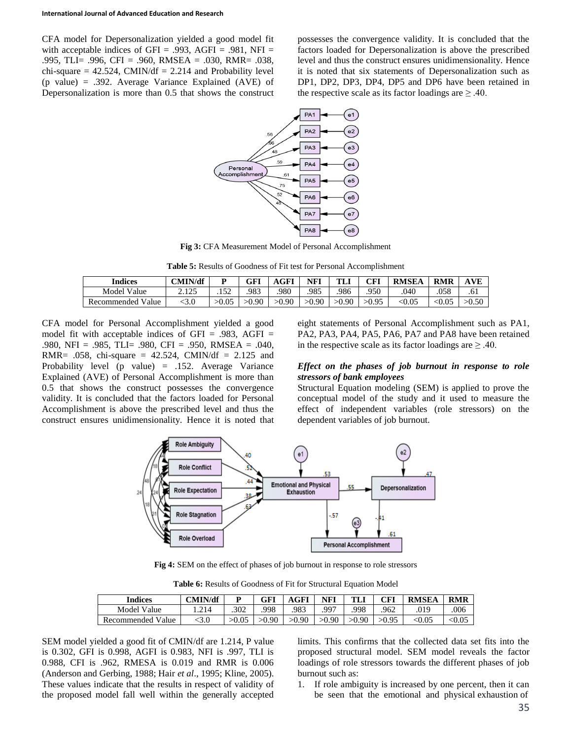CFA model for Depersonalization yielded a good model fit with acceptable indices of GFI = .993, AGFI = .981, NFI = .995, TLI= .996, CFI = .960, RMSEA = .030, RMR= .038, chi-square = 42.524, CMIN/df = 2.214 and Probability level (p value) = .392. Average Variance Explained (AVE) of Depersonalization is more than 0.5 that shows the construct possesses the convergence validity. It is concluded that the factors loaded for Depersonalization is above the prescribed level and thus the construct ensures unidimensionality. Hence it is noted that six statements of Depersonalization such as DP1, DP2, DP3, DP4, DP5 and DP6 have been retained in the respective scale as its factor loadings are ≥ .40.

**Fig 3:** CFA Measurement Model of Personal Accomplishment

**Table 5:** Results of Goodness of Fit test for Personal Accomplishment

| Indices | CMIN/df | P | GFI | AGFI | NFI | TLI | CFI | RMSEA | RMR | AVE |
|---|---|---|---|---|---|---|---|---|---|---|
| Model Value | 2.125 | .152 | .983 | .980 | .985 | .986 | .950 | .040 | .058 | .61 |
| Recommended Value | <3.0 | >0.05 | >0.90 | >0.90 | >0.90 | >0.90 | >0.95 | <0.05 | <0.05 | >0.50 |

CFA model for Personal Accomplishment yielded a good model fit with acceptable indices of GFI = .983, AGFI = .980, NFI = .985, TLI= .980, CFI = .950, RMSEA = .040, RMR= .058, chi-square = 42.524, CMIN/df = 2.125 and Probability level (p value) = .152. Average Variance Explained (AVE) of Personal Accomplishment is more than 0.5 that shows the construct possesses the convergence validity. It is concluded that the factors loaded for Personal Accomplishment is above the prescribed level and thus the construct ensures unidimensionality. Hence it is noted that eight statements of Personal Accomplishment such as PA1, PA2, PA3, PA4, PA5, PA6, PA7 and PA8 have been retained in the respective scale as its factor loadings are ≥ .40.

***Effect on the phases of job burnout in response to role stressors of bank employees***

Structural Equation modeling (SEM) is applied to prove the conceptual model of the study and it used to measure the effect of independent variables (role stressors) on the dependent variables of job burnout.

**Fig 4:** SEM on the effect of phases of job burnout in response to role stressors

**Table 6:** Results of Goodness of Fit for Structural Equation Model

| Indices | CMIN/df | P | GFI | AGFI | NFI | TLI | CFI | RMSEA | RMR |
|---|---|---|---|---|---|---|---|---|---|
| Model Value | 1.214 | .302 | .998 | .983 | .997 | .998 | .962 | .019 | .006 |
| Recommended Value | <3.0 | >0.05 | >0.90 | >0.90 | >0.90 | >0.90 | >0.95 | <0.05 | <0.05 |

SEM model yielded a good fit of CMIN/df are 1.214, P value is 0.302, GFI is 0.998, AGFI is 0.983, NFI is .997, TLI is 0.988, CFI is .962, RMESA is 0.019 and RMR is 0.006 (Anderson and Gerbing, 1988; Hair *et al*., 1995; Kline, 2005). These values indicate that the results in respect of validity of the proposed model fall well within the generally accepted limits. This confirms that the collected data set fits into the proposed structural model. SEM model reveals the factor loadings of role stressors towards the different phases of job burnout such as:

1. If role ambiguity is increased by one percent, then it can be seen that the emotional and physical exhaustion of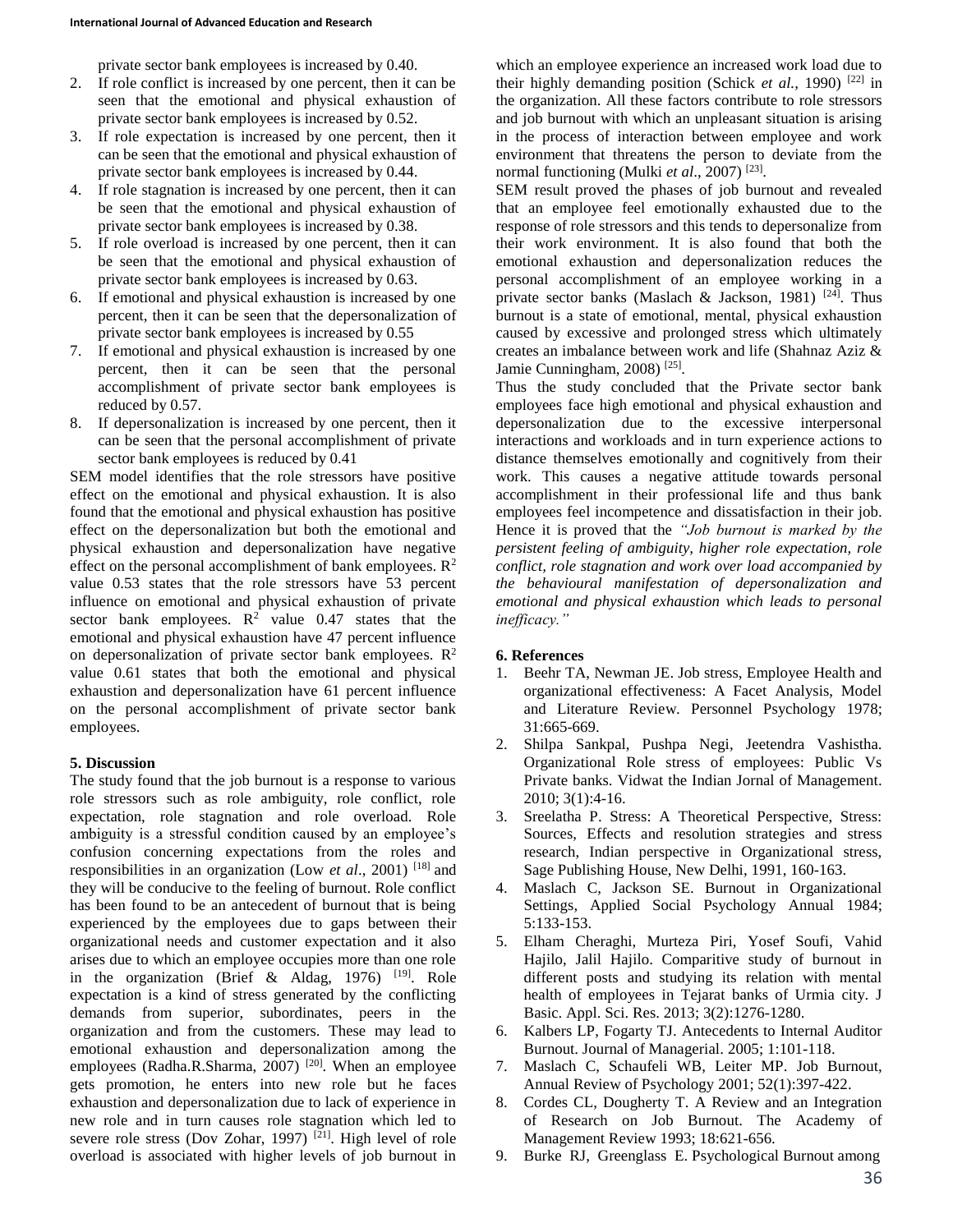private sector bank employees is increased by 0.40.

2. If role conflict is increased by one percent, then it can be seen that the emotional and physical exhaustion of private sector bank employees is increased by 0.52.
3. If role expectation is increased by one percent, then it can be seen that the emotional and physical exhaustion of private sector bank employees is increased by 0.44.
4. If role stagnation is increased by one percent, then it can be seen that the emotional and physical exhaustion of private sector bank employees is increased by 0.38.
5. If role overload is increased by one percent, then it can be seen that the emotional and physical exhaustion of private sector bank employees is increased by 0.63.
6. If emotional and physical exhaustion is increased by one percent, then it can be seen that the depersonalization of private sector bank employees is increased by 0.55
7. If emotional and physical exhaustion is increased by one percent, then it can be seen that the personal accomplishment of private sector bank employees is reduced by 0.57.
8. If depersonalization is increased by one percent, then it can be seen that the personal accomplishment of private sector bank employees is reduced by 0.41

SEM model identifies that the role stressors have positive effect on the emotional and physical exhaustion. It is also found that the emotional and physical exhaustion has positive effect on the depersonalization but both the emotional and physical exhaustion and depersonalization have negative effect on the personal accomplishment of bank employees. $R^2$ value 0.53 states that the role stressors have 53 percent influence on emotional and physical exhaustion of private sector bank employees. $R^2$ value 0.47 states that the emotional and physical exhaustion have 47 percent influence on depersonalization of private sector bank employees. $R^2$ value 0.61 states that both the emotional and physical exhaustion and depersonalization have 61 percent influence on the personal accomplishment of private sector bank employees.

## 5. Discussion

The study found that the job burnout is a response to various role stressors such as role ambiguity, role conflict, role expectation, role stagnation and role overload. Role ambiguity is a stressful condition caused by an employee's confusion concerning expectations from the roles and responsibilities in an organization (Low *et al*., 2001) [18] and they will be conducive to the feeling of burnout. Role conflict has been found to be an antecedent of burnout that is being experienced by the employees due to gaps between their organizational needs and customer expectation and it also arises due to which an employee occupies more than one role in the organization (Brief & Aldag, 1976) [19]. Role expectation is a kind of stress generated by the conflicting demands from superior, subordinates, peers in the organization and from the customers. These may lead to emotional exhaustion and depersonalization among the employees (Radha.R.Sharma, 2007) [20]. When an employee gets promotion, he enters into new role but he faces exhaustion and depersonalization due to lack of experience in new role and in turn causes role stagnation which led to severe role stress (Dov Zohar, 1997) [21]. High level of role overload is associated with higher levels of job burnout in which an employee experience an increased work load due to their highly demanding position (Schick *et al.,* 1990) [22] in the organization. All these factors contribute to role stressors and job burnout with which an unpleasant situation is arising in the process of interaction between employee and work environment that threatens the person to deviate from the normal functioning (Mulki *et al*., 2007) [23].

SEM result proved the phases of job burnout and revealed that an employee feel emotionally exhausted due to the response of role stressors and this tends to depersonalize from their work environment. It is also found that both the emotional exhaustion and depersonalization reduces the personal accomplishment of an employee working in a private sector banks (Maslach & Jackson, 1981) [24]. Thus burnout is a state of emotional, mental, physical exhaustion caused by excessive and prolonged stress which ultimately creates an imbalance between work and life (Shahnaz Aziz & Jamie Cunningham, 2008) [25].

Thus the study concluded that the Private sector bank employees face high emotional and physical exhaustion and depersonalization due to the excessive interpersonal interactions and workloads and in turn experience actions to distance themselves emotionally and cognitively from their work. This causes a negative attitude towards personal accomplishment in their professional life and thus bank employees feel incompetence and dissatisfaction in their job. Hence it is proved that the *"Job burnout is marked by the persistent feeling of ambiguity, higher role expectation, role conflict, role stagnation and work over load accompanied by the behavioural manifestation of depersonalization and emotional and physical exhaustion which leads to personal inefficacy."*

## 6. References

1. Beehr TA, Newman JE. Job stress, Employee Health and organizational effectiveness: A Facet Analysis, Model and Literature Review. Personnel Psychology 1978; 31:665-669.
2. Shilpa Sankpal, Pushpa Negi, Jeetendra Vashistha. Organizational Role stress of employees: Public Vs Private banks. Vidwat the Indian Jornal of Management. 2010; 3(1):4-16.
3. Sreelatha P. Stress: A Theoretical Perspective, Stress: Sources, Effects and resolution strategies and stress research, Indian perspective in Organizational stress, Sage Publishing House, New Delhi, 1991, 160-163.
4. Maslach C, Jackson SE. Burnout in Organizational Settings, Applied Social Psychology Annual 1984; 5:133-153.
5. Elham Cheraghi, Murteza Piri, Yosef Soufi, Vahid Hajilo, Jalil Hajilo. Comparitive study of burnout in different posts and studying its relation with mental health of employees in Tejarat banks of Urmia city. J Basic. Appl. Sci. Res. 2013; 3(2):1276-1280.
6. Kalbers LP, Fogarty TJ. Antecedents to Internal Auditor Burnout. Journal of Managerial. 2005; 1:101-118.
7. Maslach C, Schaufeli WB, Leiter MP. Job Burnout, Annual Review of Psychology 2001; 52(1):397-422.
8. Cordes CL, Dougherty T. A Review and an Integration of Research on Job Burnout. The Academy of Management Review 1993; 18:621-656.
9. Burke RJ, Greenglass E. Psychological Burnout among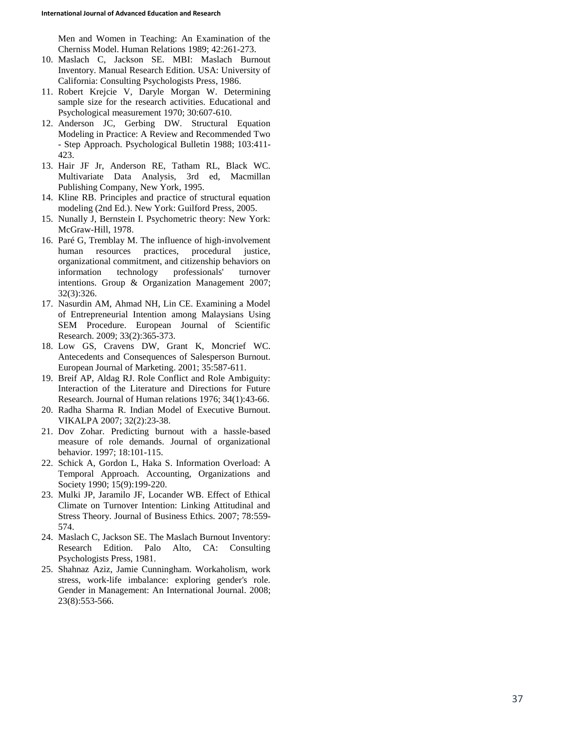Men and Women in Teaching: An Examination of the Cherniss Model. Human Relations 1989; 42:261-273.

10. Maslach C, Jackson SE. MBI: Maslach Burnout Inventory. Manual Research Edition. USA: University of California: Consulting Psychologists Press, 1986.
11. Robert Krejcie V, Daryle Morgan W. Determining sample size for the research activities. Educational and Psychological measurement 1970; 30:607-610.
12. Anderson JC, Gerbing DW. Structural Equation Modeling in Practice: A Review and Recommended Two - Step Approach. Psychological Bulletin 1988; 103:411-423.
13. Hair JF Jr, Anderson RE, Tatham RL, Black WC. Multivariate Data Analysis, 3rd ed, Macmillan Publishing Company, New York, 1995.
14. Kline RB. Principles and practice of structural equation modeling (2nd Ed.). New York: Guilford Press, 2005.
15. Nunally J, Bernstein I. Psychometric theory: New York: McGraw-Hill, 1978.
16. Paré G, Tremblay M. The influence of high-involvement human resources practices, procedural justice, organizational commitment, and citizenship behaviors on information technology professionals' turnover intentions. Group & Organization Management 2007; 32(3):326.
17. Nasurdin AM, Ahmad NH, Lin CE. Examining a Model of Entrepreneurial Intention among Malaysians Using SEM Procedure. European Journal of Scientific Research. 2009; 33(2):365-373.
18. Low GS, Cravens DW, Grant K, Moncrief WC. Antecedents and Consequences of Salesperson Burnout. European Journal of Marketing. 2001; 35:587-611.
19. Breif AP, Aldag RJ. Role Conflict and Role Ambiguity: Interaction of the Literature and Directions for Future Research. Journal of Human relations 1976; 34(1):43-66.
20. Radha Sharma R. Indian Model of Executive Burnout. VIKALPA 2007; 32(2):23-38.
21. Dov Zohar. Predicting burnout with a hassle-based measure of role demands. Journal of organizational behavior. 1997; 18:101-115.
22. Schick A, Gordon L, Haka S. Information Overload: A Temporal Approach. Accounting, Organizations and Society 1990; 15(9):199-220.
23. Mulki JP, Jaramilo JF, Locander WB. Effect of Ethical Climate on Turnover Intention: Linking Attitudinal and Stress Theory. Journal of Business Ethics. 2007; 78:559-574.
24. Maslach C, Jackson SE. The Maslach Burnout Inventory: Research Edition. Palo Alto, CA: Consulting Psychologists Press, 1981.
25. Shahnaz Aziz, Jamie Cunningham. Workaholism, work stress, work-life imbalance: exploring gender's role. Gender in Management: An International Journal. 2008; 23(8):553-566.